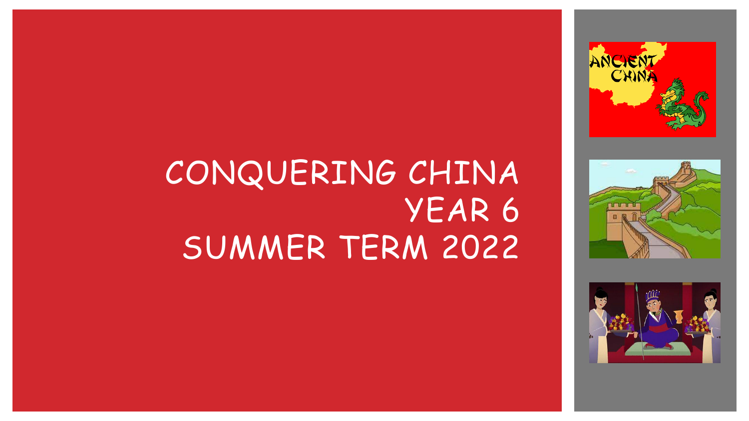# CONQUERING CHINA
# YEAR 6
# SUMMER TERM 2022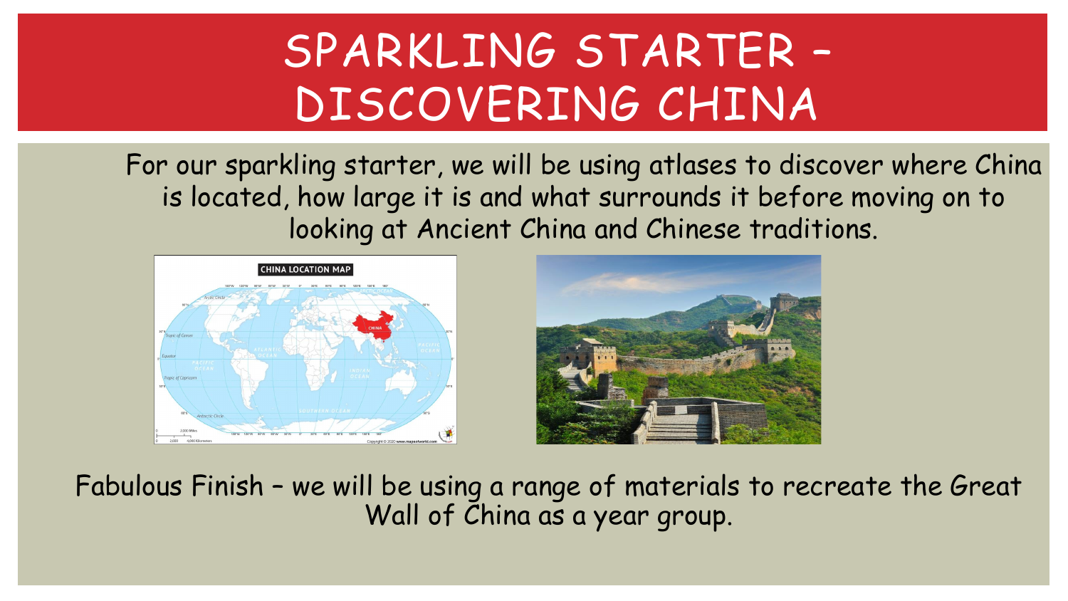# SPARKLING STARTER – DISCOVERING CHINA

For our sparkling starter, we will be using atlases to discover where China is located, how large it is and what surrounds it before moving on to looking at Ancient China and Chinese traditions.

Fabulous Finish – we will be using a range of materials to recreate the Great Wall of China as a year group.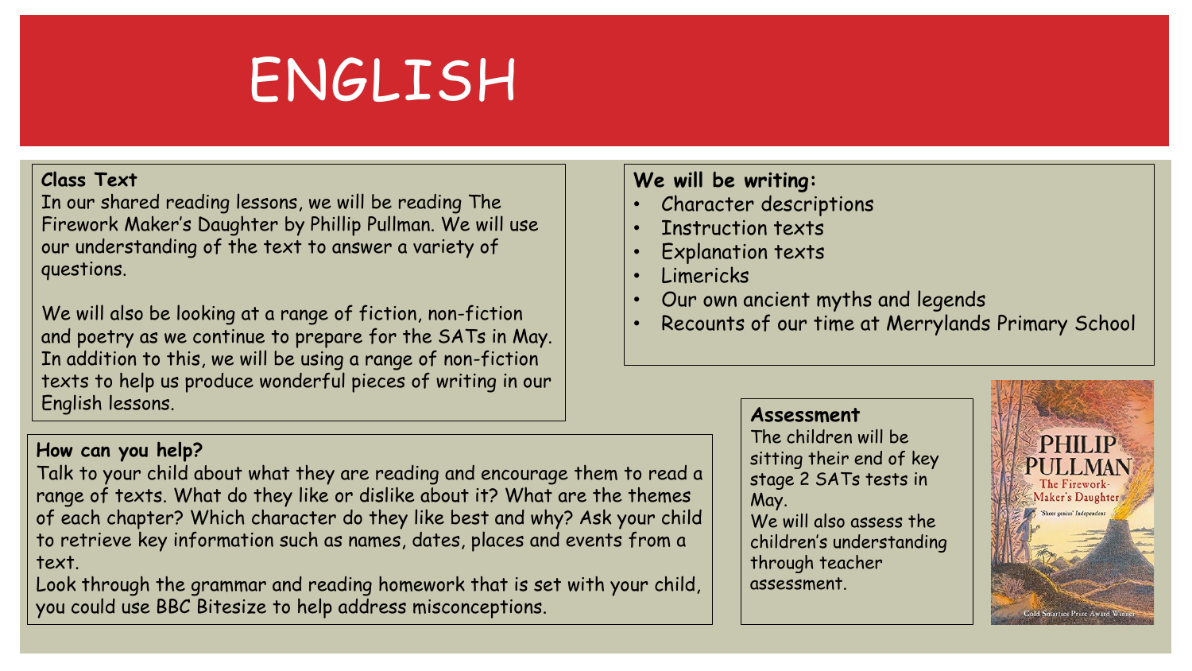# ENGLISH

## Class Text

In our shared reading lessons, we will be reading The Firework Maker's Daughter by Phillip Pullman. We will use our understanding of the text to answer a variety of questions.

We will also be looking at a range of fiction, non-fiction and poetry as we continue to prepare for the SATs in May. In addition to this, we will be using a range of non-fiction texts to help us produce wonderful pieces of writing in our English lessons.

## We will be writing:

- Character descriptions
- Instruction texts
- Explanation texts
- Limericks
- Our own ancient myths and legends
- Recounts of our time at Merrylands Primary School

## How can you help?

Talk to your child about what they are reading and encourage them to read a range of texts. What do they like or dislike about it? What are the themes of each chapter? Which character do they like best and why? Ask your child to retrieve key information such as names, dates, places and events from a text.

Look through the grammar and reading homework that is set with your child, you could use BBC Bitesize to help address misconceptions.

## Assessment

The children will be sitting their end of key stage 2 SATs tests in May.

We will also assess the children's understanding through teacher assessment.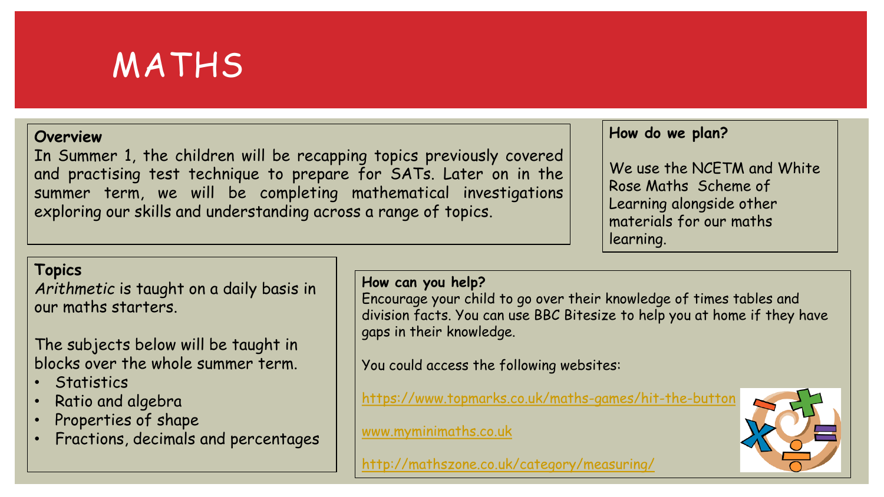# MATHS

**Overview**

In Summer 1, the children will be recapping topics previously covered and practising test technique to prepare for SATs. Later on in the summer term, we will be completing mathematical investigations exploring our skills and understanding across a range of topics.

**How do we plan?**

We use the NCETM and White Rose Maths Scheme of Learning alongside other materials for our maths learning.

**Topics**

*Arithmetic* is taught on a daily basis in our maths starters.

The subjects below will be taught in blocks over the whole summer term.

- Statistics
- Ratio and algebra
- Properties of shape
- Fractions, decimals and percentages

**How can you help?**

Encourage your child to go over their knowledge of times tables and division facts. You can use BBC Bitesize to help you at home if they have gaps in their knowledge.

You could access the following websites:

https://www.topmarks.co.uk/maths-games/hit-the-button

www.myminimaths.co.uk

http://mathszone.co.uk/category/measuring/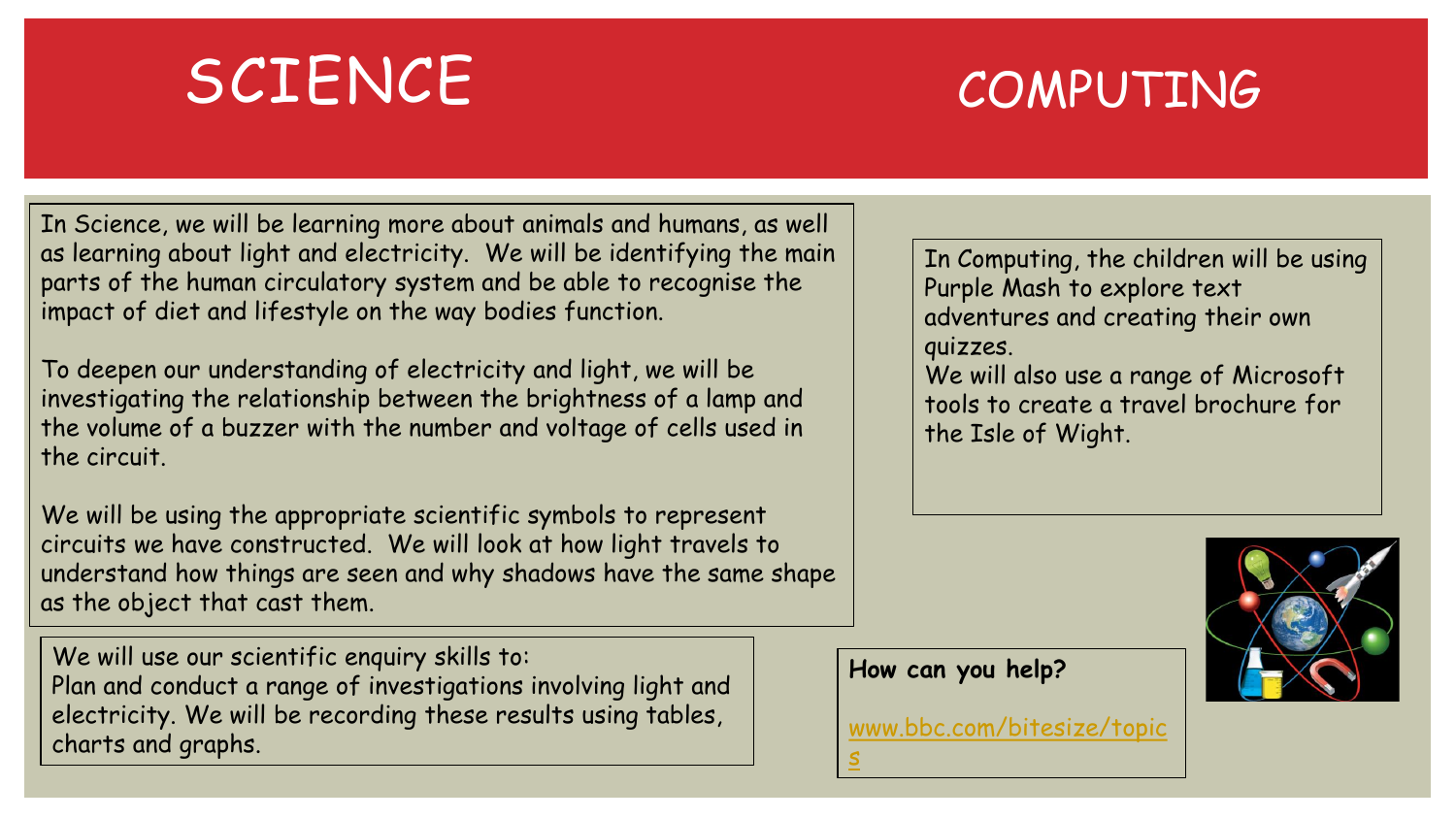# SCIENCE

In Science, we will be learning more about animals and humans, as well as learning about light and electricity. We will be identifying the main parts of the human circulatory system and be able to recognise the impact of diet and lifestyle on the way bodies function.

To deepen our understanding of electricity and light, we will be investigating the relationship between the brightness of a lamp and the volume of a buzzer with the number and voltage of cells used in the circuit.

We will be using the appropriate scientific symbols to represent circuits we have constructed. We will look at how light travels to understand how things are seen and why shadows have the same shape as the object that cast them.

We will use our scientific enquiry skills to:
Plan and conduct a range of investigations involving light and electricity. We will be recording these results using tables, charts and graphs.

# COMPUTING

In Computing, the children will be using Purple Mash to explore text adventures and creating their own quizzes.
We will also use a range of Microsoft tools to create a travel brochure for the Isle of Wight.

**How can you help?**

www.bbc.com/bitesize/topics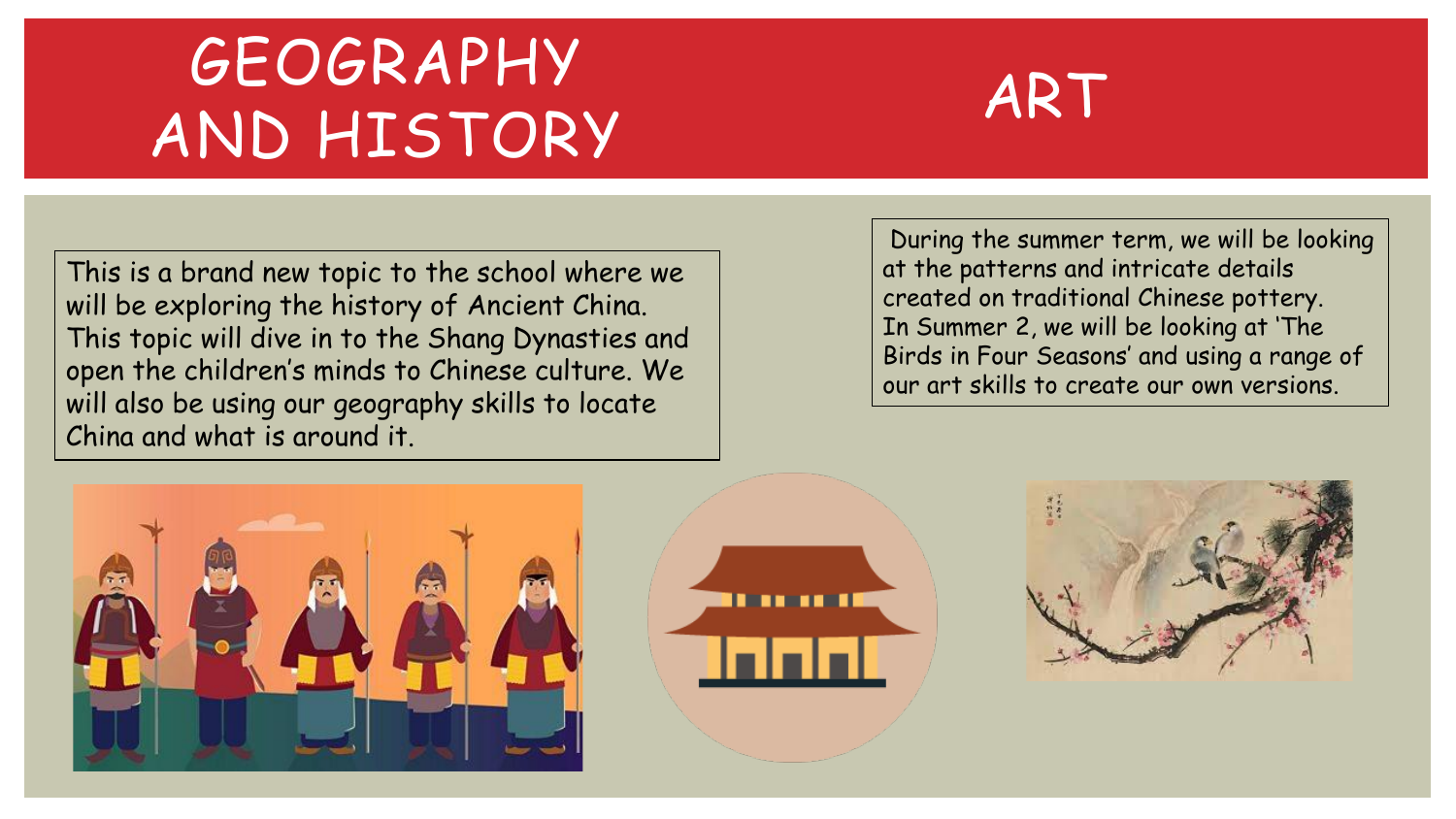# GEOGRAPHY AND HISTORY

This is a brand new topic to the school where we will be exploring the history of Ancient China. This topic will dive in to the Shang Dynasties and open the children's minds to Chinese culture. We will also be using our geography skills to locate China and what is around it.

# ART

During the summer term, we will be looking at the patterns and intricate details created on traditional Chinese pottery. In Summer 2, we will be looking at 'The Birds in Four Seasons' and using a range of our art skills to create our own versions.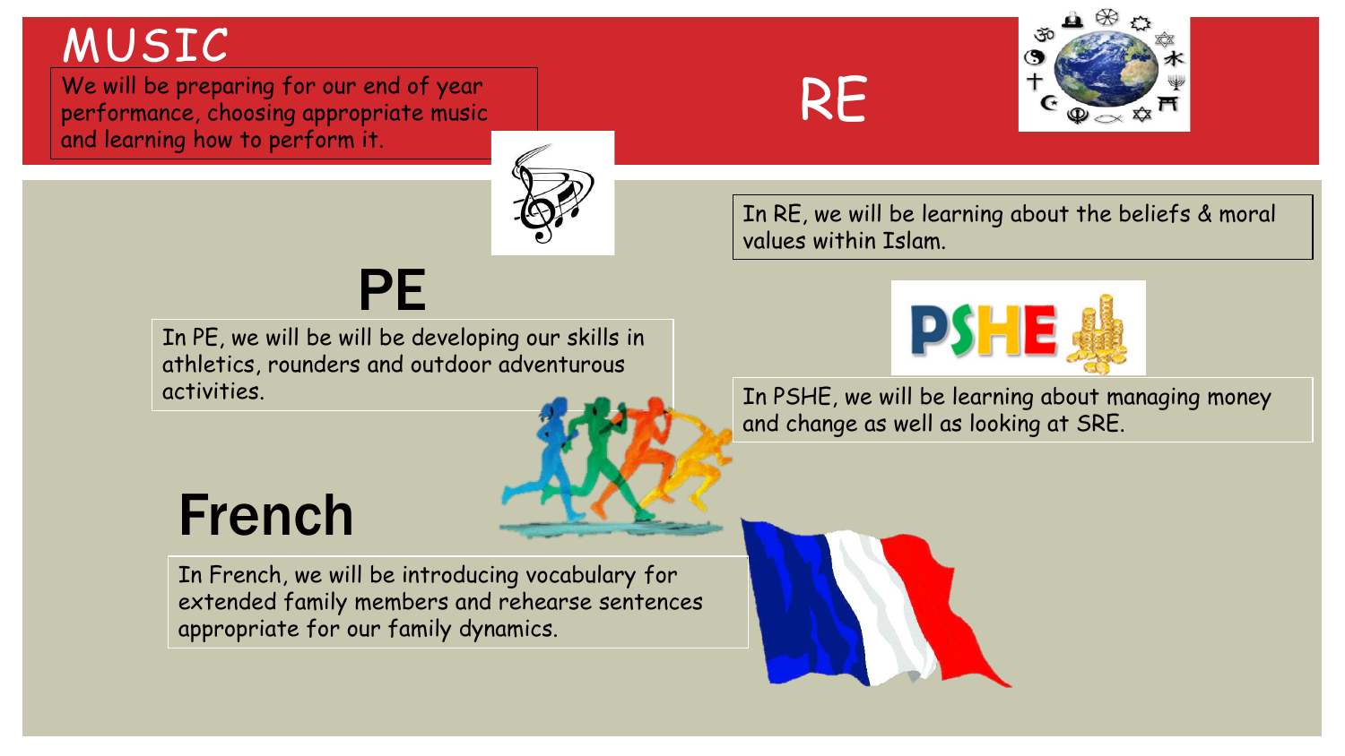## MUSIC

We will be preparing for our end of year performance, choosing appropriate music and learning how to perform it.

## RE

In RE, we will be learning about the beliefs & moral values within Islam.

## PE

In PE, we will be will be developing our skills in athletics, rounders and outdoor adventurous activities.

## PSHE

In PSHE, we will be learning about managing money and change as well as looking at SRE.

## French

In French, we will be introducing vocabulary for extended family members and rehearse sentences appropriate for our family dynamics.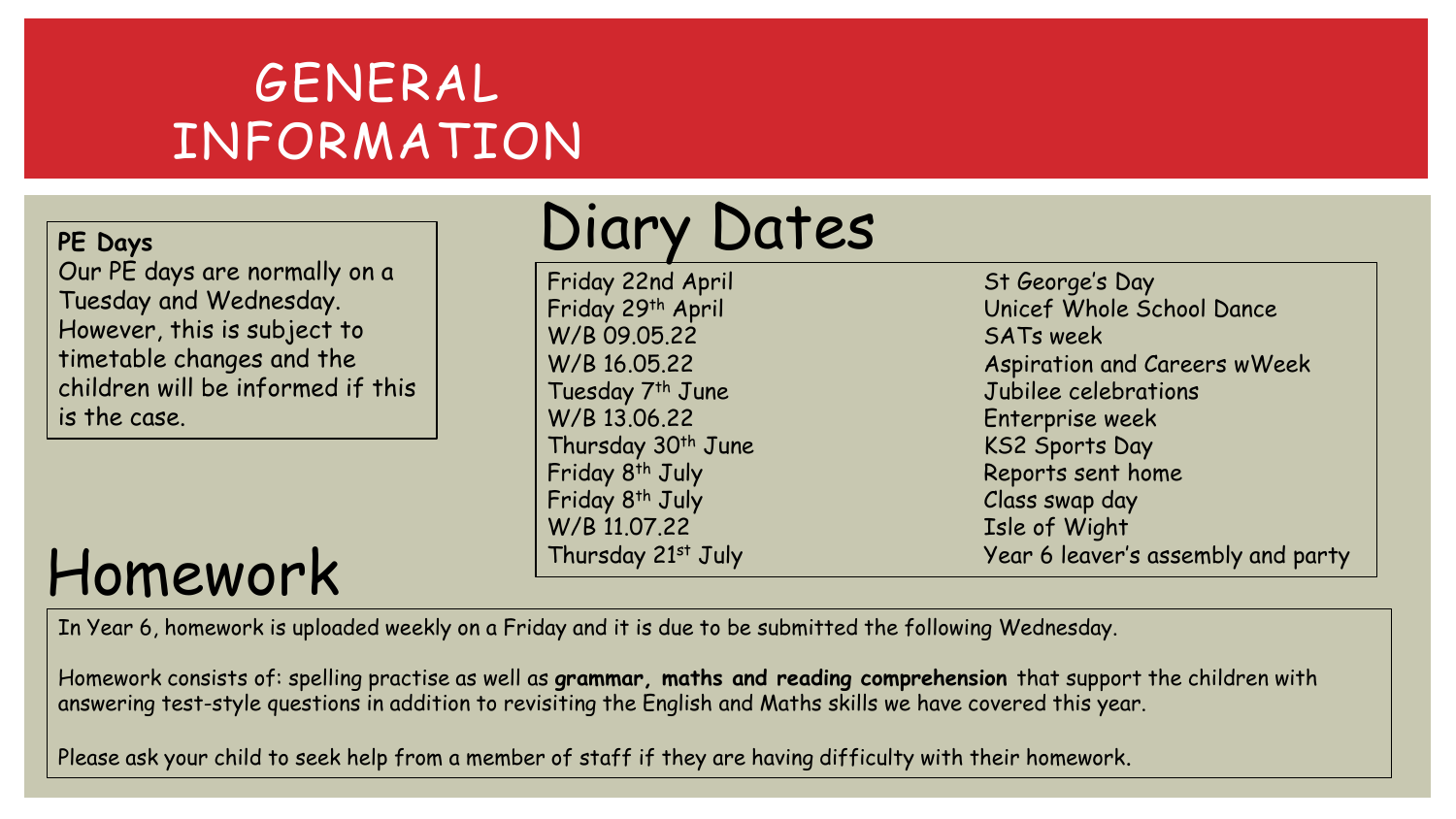# GENERAL INFORMATION

**PE Days**
Our PE days are normally on a Tuesday and Wednesday. However, this is subject to timetable changes and the children will be informed if this is the case.

## Diary Dates

| | |
|---|---|
| Friday 22nd April | St George's Day |
| Friday 29th April | Unicef Whole School Dance |
| W/B 09.05.22 | SATs week |
| W/B 16.05.22 | Aspiration and Careers wWeek |
| Tuesday 7th June | Jubilee celebrations |
| W/B 13.06.22 | Enterprise week |
| Thursday 30th June | KS2 Sports Day |
| Friday 8th July | Reports sent home |
| Friday 8th July | Class swap day |
| W/B 11.07.22 | Isle of Wight |
| Thursday 21st July | Year 6 leaver's assembly and party |

## Homework

In Year 6, homework is uploaded weekly on a Friday and it is due to be submitted the following Wednesday.

Homework consists of: spelling practise as well as **grammar, maths and reading comprehension** that support the children with answering test-style questions in addition to revisiting the English and Maths skills we have covered this year.

Please ask your child to seek help from a member of staff if they are having difficulty with their homework.